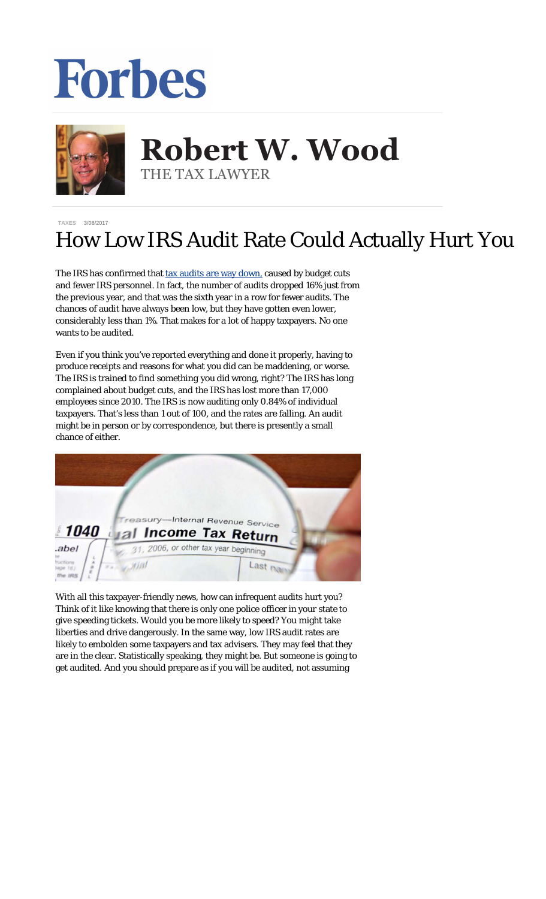Forbes

# Robert W. Wood

THE TAX LAWYER

TAXES 3/08/2017

# How Low IRS Audit Rate Could Actually Hurt You

The IRS has confirmed that tax audits are way down, caused by budget cuts and fewer IRS personnel. In fact, the number of audits dropped 16% just from the previous year, and that was the sixth year in a row for fewer audits. The chances of audit have always been low, but they have gotten even lower, considerably less than 1%. That makes for a lot of happy taxpayers. No one wants to be audited.

Even if you think you've reported everything and done it properly, having to produce receipts and reasons for what you did can be maddening, or worse. The IRS is trained to find something you did wrong, right? The IRS has long complained about budget cuts, and the IRS has lost more than 17,000 employees since 2010. The IRS is now auditing only 0.84% of individual taxpayers. That's less than 1 out of 100, and the rates are falling. An audit might be in person or by correspondence, but there is presently a small chance of either.

With all this taxpayer-friendly news, how can infrequent audits hurt you? Think of it like knowing that there is only one police officer in your state to give speeding tickets. Would you be more likely to speed? You might take liberties and drive dangerously. In the same way, low IRS audit rates are likely to embolden some taxpayers and tax advisers. They may feel that they are in the clear. Statistically speaking, they might be. But someone is going to get audited. And you should prepare as if you will be audited, not assuming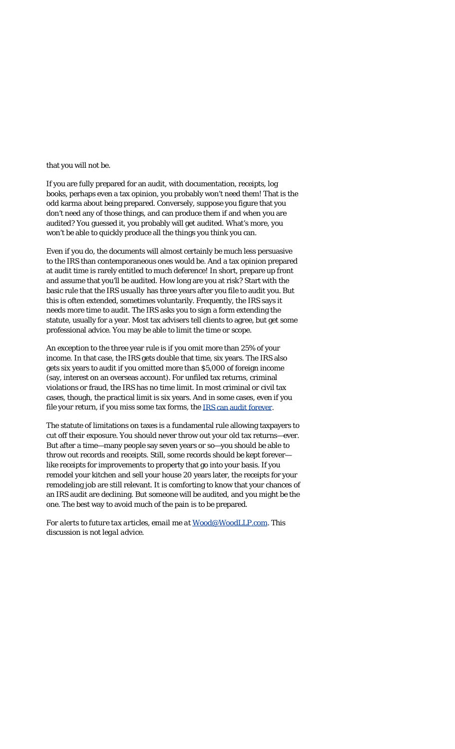that you will not be.

If you are fully prepared for an audit, with documentation, receipts, log books, perhaps even a tax opinion, you probably won't need them! That is the odd karma about being prepared. Conversely, suppose you figure that you don't need any of those things, and can produce them if and when you are audited? You guessed it, you probably will get audited. What's more, you won't be able to quickly produce all the things you think you can.

Even if you do, the documents will almost certainly be much less persuasive to the IRS than contemporaneous ones would be. And a tax opinion prepared at audit time is rarely entitled to much deference! In short, prepare up front and assume that you'll be audited. How long are you at risk? Start with the basic rule that the IRS *usually* has three years after you file to audit you. But this is often extended, sometimes voluntarily. Frequently, the IRS says it needs more time to audit. The IRS asks you to sign a form extending the statute, usually for a year. Most tax advisers tell clients to agree, but get some professional advice. You may be able to limit the time or scope.

An exception to the three year rule is if you omit more than 25% of your income. In that case, the IRS gets double that time, six years. The IRS also gets six years to audit if you omitted more than $5,000 of foreign income (say, interest on an overseas account). For unfiled tax returns, criminal violations or fraud, the IRS has no time limit. In most criminal or civil tax cases, though, the practical limit is six years. And in some cases, even if you file your return, if you miss some tax forms, the [IRS can audit forever](IRS can audit forever).

The statute of limitations on taxes is a fundamental rule allowing taxpayers to cut off their exposure. You should never throw out your old tax returns—ever. But after a time—many people say seven years or so—you should be able to throw out records and receipts. Still, some records should be kept forever—like receipts for improvements to property that go into your basis. If you remodel your kitchen and sell your house 20 years later, the receipts for your remodeling job are still relevant. It is comforting to know that your chances of an IRS audit are declining. But someone will be audited, and you might be the one. The best way to avoid much of the pain is to be prepared.

*For alerts to future tax articles, email me at* Wood@WoodLLP.com*. This discussion is not legal advice.*